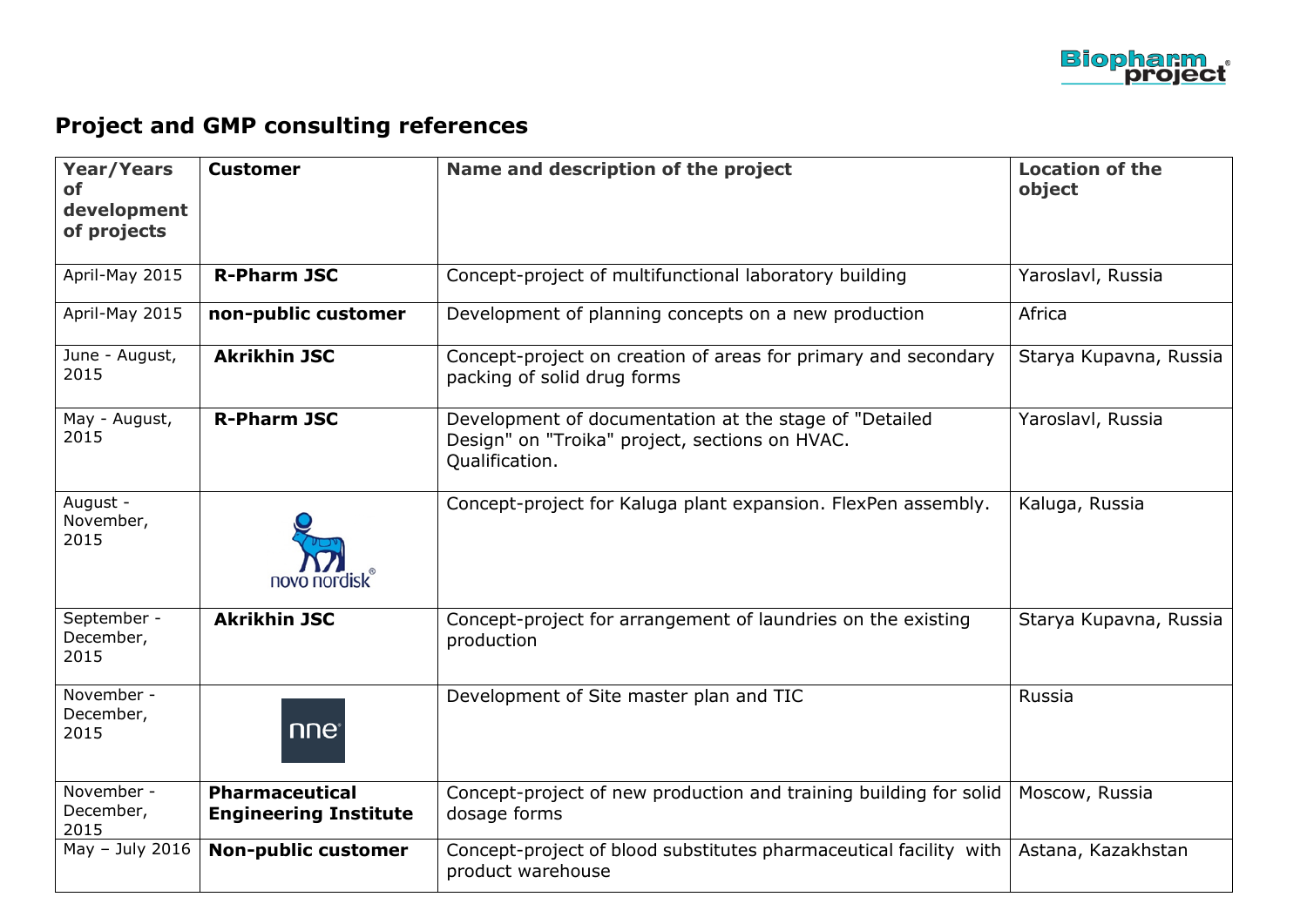## Project and GMP consulting references

| Year/Years of development of projects | Customer | Name and description of the project | Location of the object |
|---|---|---|---|
| April-May 2015 | **R-Pharm JSC** | Concept-project of multifunctional laboratory building | Yaroslavl, Russia |
| April-May 2015 | **non-public customer** | Development of planning concepts on a new production | Africa |
| June - August, 2015 | **Akrikhin JSC** | Concept-project on creation of areas for primary and secondary packing of solid drug forms | Starya Kupavna, Russia |
| May - August, 2015 | **R-Pharm JSC** | Development of documentation at the stage of "Detailed Design" on "Troika" project, sections on HVAC. Qualification. | Yaroslavl, Russia |
| August - November, 2015 | novo nordisk | Concept-project for Kaluga plant expansion. FlexPen assembly. | Kaluga, Russia |
| September - December, 2015 | **Akrikhin JSC** | Concept-project for arrangement of laundries on the existing production | Starya Kupavna, Russia |
| November - December, 2015 | nne | Development of Site master plan and TIC | Russia |
| November - December, 2015 | **Pharmaceutical Engineering Institute** | Concept-project of new production and training building for solid dosage forms | Moscow, Russia |
| May – July 2016 | **Non-public customer** | Concept-project of blood substitutes pharmaceutical facility with product warehouse | Astana, Kazakhstan |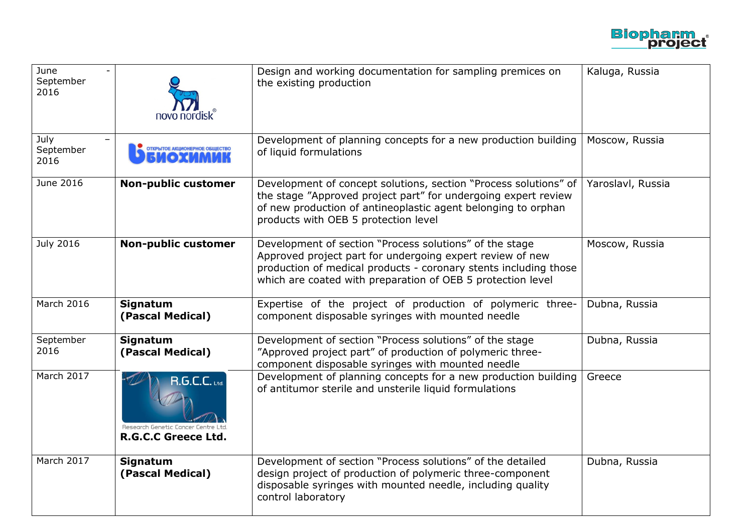| June - September 2016 | novo nordisk | Design and working documentation for sampling premices on the existing production | Kaluga, Russia |
|---|---|---|---|
| July – September 2016 | ОТКРЫТОЕ АКЦИОНЕРНОЕ ОБЩЕСТВО БИОХИМИК | Development of planning concepts for a new production building of liquid formulations | Moscow, Russia |
| June 2016 | **Non-public customer** | Development of concept solutions, section “Process solutions” of the stage ”Approved project part” for undergoing expert review of new production of antineoplastic agent belonging to orphan products with OEB 5 protection level | Yaroslavl, Russia |
| July 2016 | **Non-public customer** | Development of section “Process solutions” of the stage Approved project part for undergoing expert review of new production of medical products - coronary stents including those which are coated with preparation of OEB 5 protection level | Moscow, Russia |
| March 2016 | **Signatum (Pascal Medical)** | Expertise of the project of production of polymeric three-component disposable syringes with mounted needle | Dubna, Russia |
| September 2016 | **Signatum (Pascal Medical)** | Development of section “Process solutions” of the stage ”Approved project part” of production of polymeric three-component disposable syringes with mounted needle | Dubna, Russia |
| March 2017 | R.G.C.C. Ltd. Research Genetic Cancer Centre Ltd. **R.G.C.C Greece Ltd.** | Development of planning concepts for a new production building of antitumor sterile and unsterile liquid formulations | Greece |
| March 2017 | **Signatum (Pascal Medical)** | Development of section “Process solutions” of the detailed design project of production of polymeric three-component disposable syringes with mounted needle, including quality control laboratory | Dubna, Russia |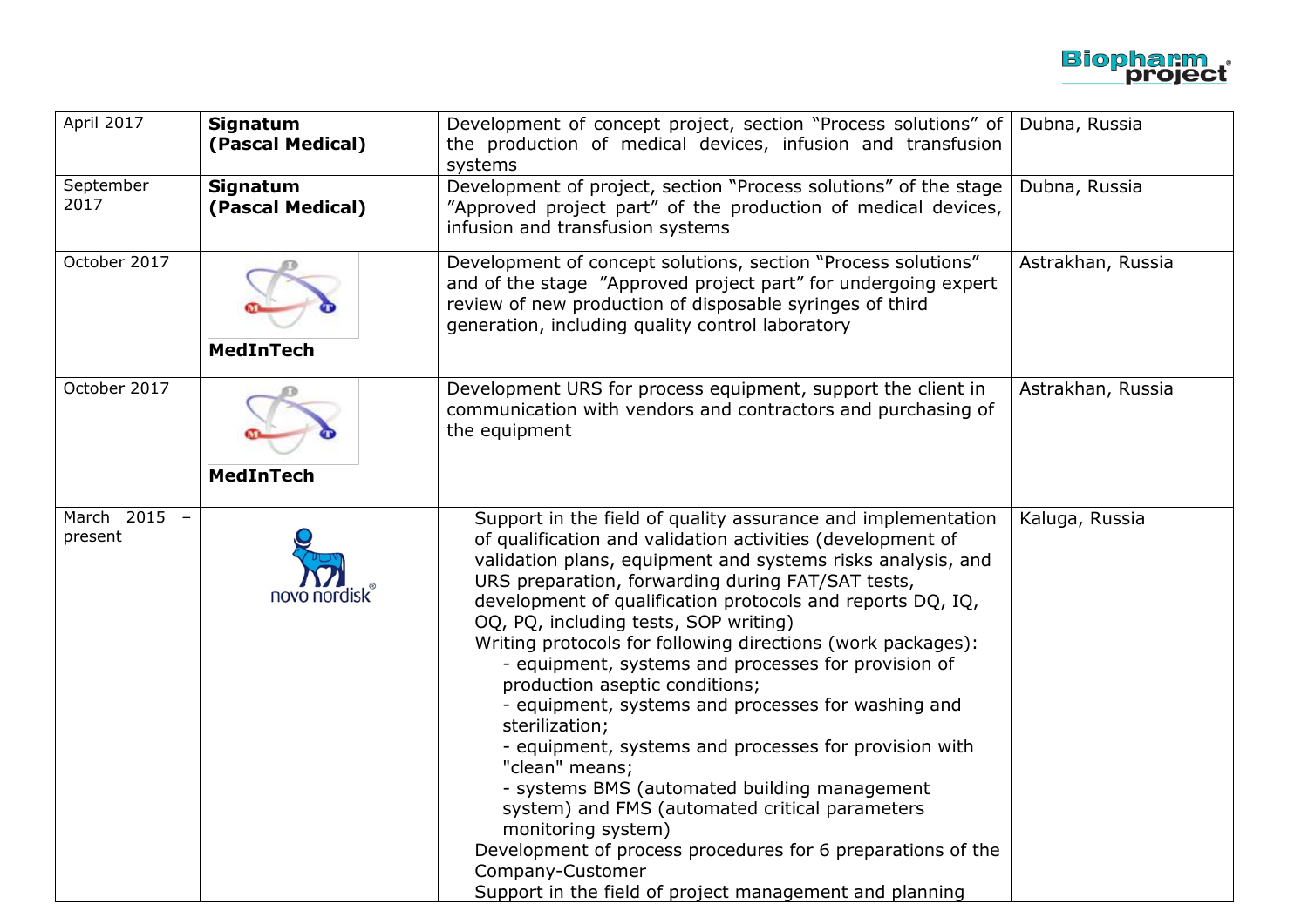| April 2017 | **Signatum (Pascal Medical)** | Development of concept project, section "Process solutions" of the production of medical devices, infusion and transfusion systems | Dubna, Russia |
|---|---|---|---|
| September 2017 | **Signatum (Pascal Medical)** | Development of project, section "Process solutions" of the stage "Approved project part" of the production of medical devices, infusion and transfusion systems | Dubna, Russia |
| October 2017 | **MedInTech** | Development of concept solutions, section "Process solutions" and of the stage "Approved project part" for undergoing expert review of new production of disposable syringes of third generation, including quality control laboratory | Astrakhan, Russia |
| October 2017 | **MedInTech** | Development URS for process equipment, support the client in communication with vendors and contractors and purchasing of the equipment | Astrakhan, Russia |
| March 2015 – present | novo nordisk | Support in the field of quality assurance and implementation of qualification and validation activities (development of validation plans, equipment and systems risks analysis, and URS preparation, forwarding during FAT/SAT tests, development of qualification protocols and reports DQ, IQ, OQ, PQ, including tests, SOP writing)<br>Writing protocols for following directions (work packages):<br>- equipment, systems and processes for provision of production aseptic conditions;<br>- equipment, systems and processes for washing and sterilization;<br>- equipment, systems and processes for provision with "clean" means;<br>- systems BMS (automated building management system) and FMS (automated critical parameters monitoring system)<br>Development of process procedures for 6 preparations of the Company-Customer<br>Support in the field of project management and planning | Kaluga, Russia |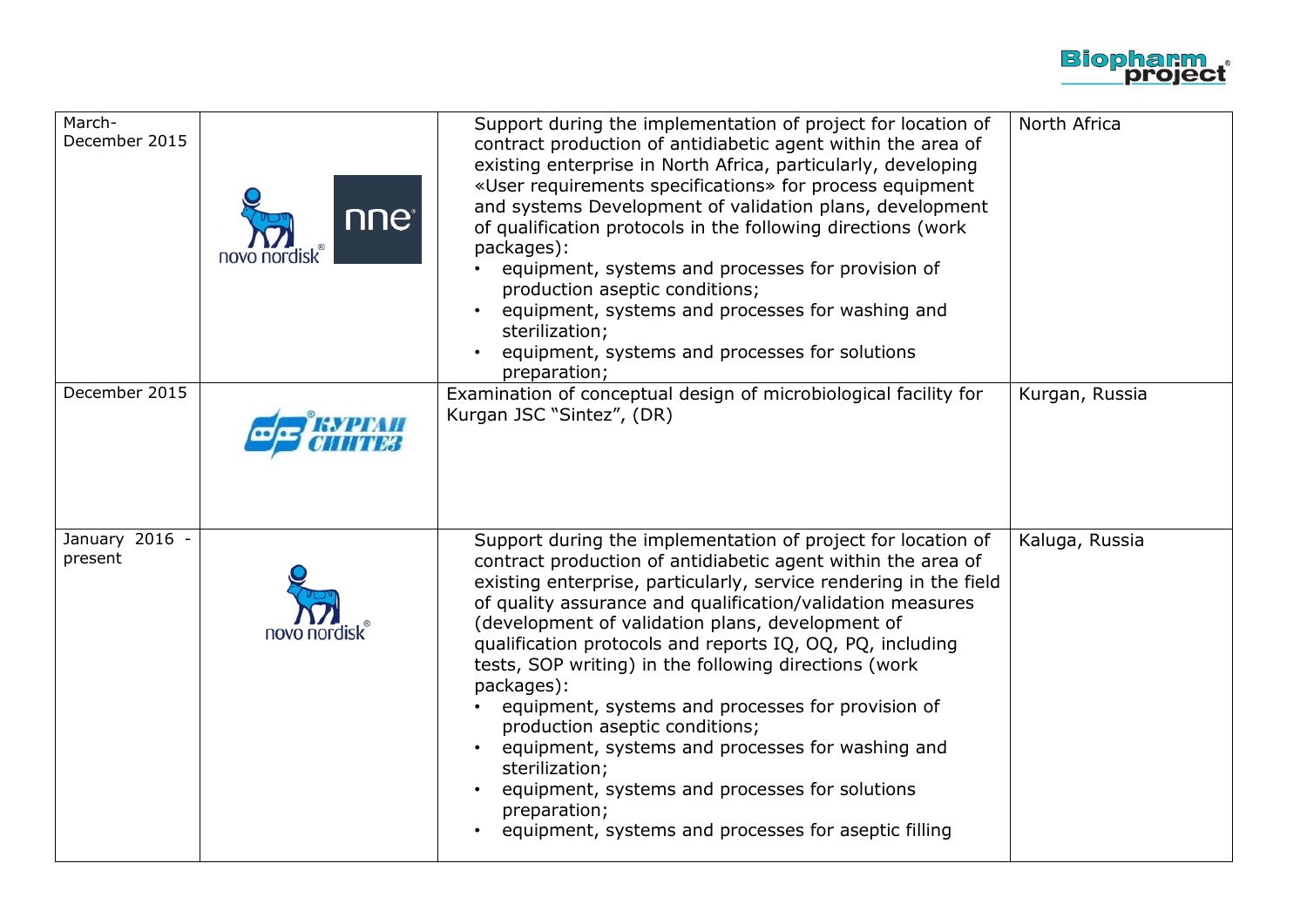| | | | |
|---|---|---|---|
| March-December 2015 | novo nordisk nne | Support during the implementation of project for location of contract production of antidiabetic agent within the area of existing enterprise in North Africa, particularly, developing «User requirements specifications» for process equipment and systems Development of validation plans, development of qualification protocols in the following directions (work packages):<br>• equipment, systems and processes for provision of production aseptic conditions;<br>• equipment, systems and processes for washing and sterilization;<br>• equipment, systems and processes for solutions preparation; | North Africa |
| December 2015 | КУРГАН СИНТЕЗ | Examination of conceptual design of microbiological facility for Kurgan JSC "Sintez", (DR) | Kurgan, Russia |
| January 2016 - present | novo nordisk | Support during the implementation of project for location of contract production of antidiabetic agent within the area of existing enterprise, particularly, service rendering in the field of quality assurance and qualification/validation measures (development of validation plans, development of qualification protocols and reports IQ, OQ, PQ, including tests, SOP writing) in the following directions (work packages):<br>• equipment, systems and processes for provision of production aseptic conditions;<br>• equipment, systems and processes for washing and sterilization;<br>• equipment, systems and processes for solutions preparation;<br>• equipment, systems and processes for aseptic filling | Kaluga, Russia |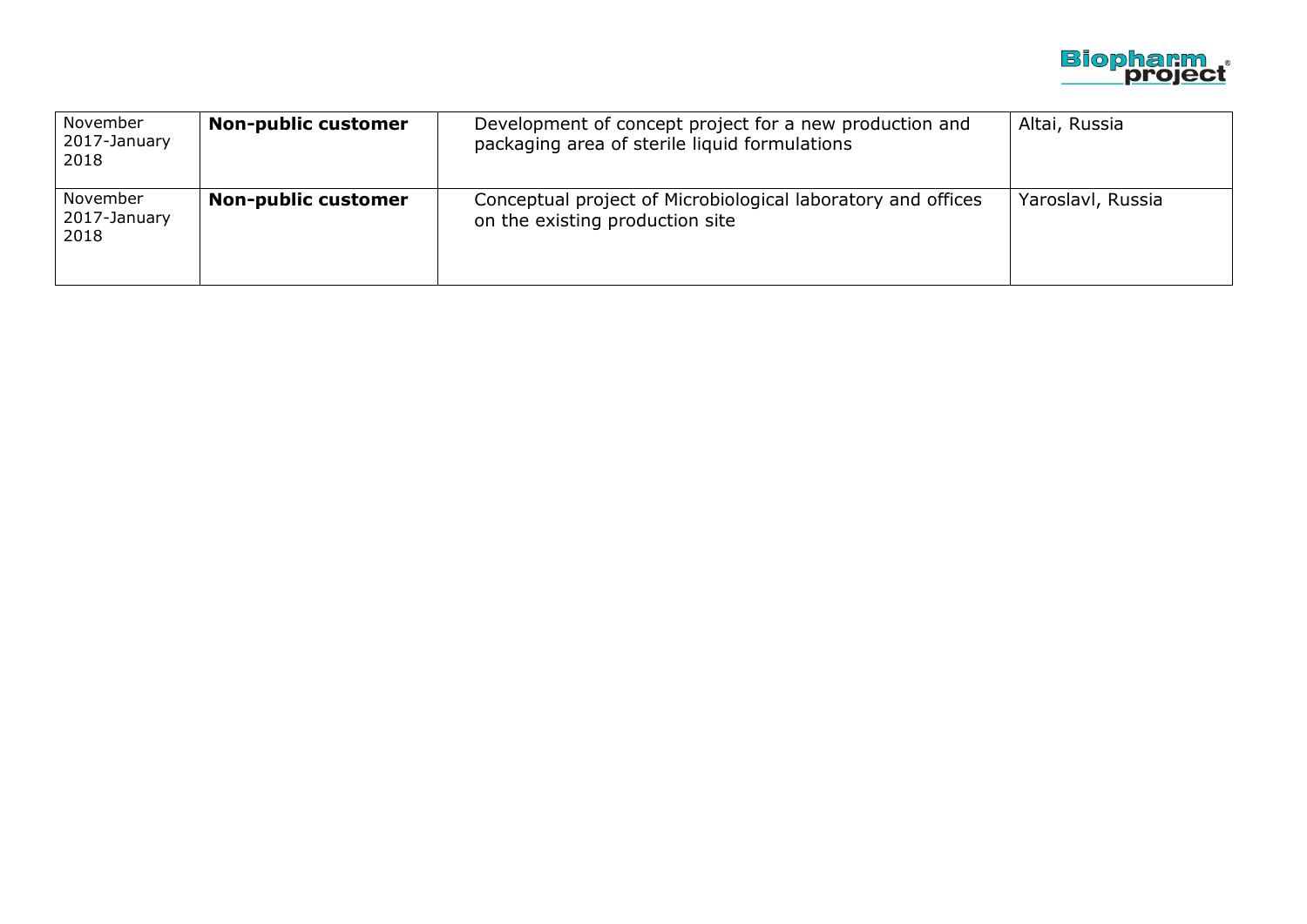| | | | |
|---|---|---|---|
| November 2017-January 2018 | **Non-public customer** | Development of concept project for a new production and packaging area of sterile liquid formulations | Altai, Russia |
| November 2017-January 2018 | **Non-public customer** | Conceptual project of Microbiological laboratory and offices on the existing production site | Yaroslavl, Russia |